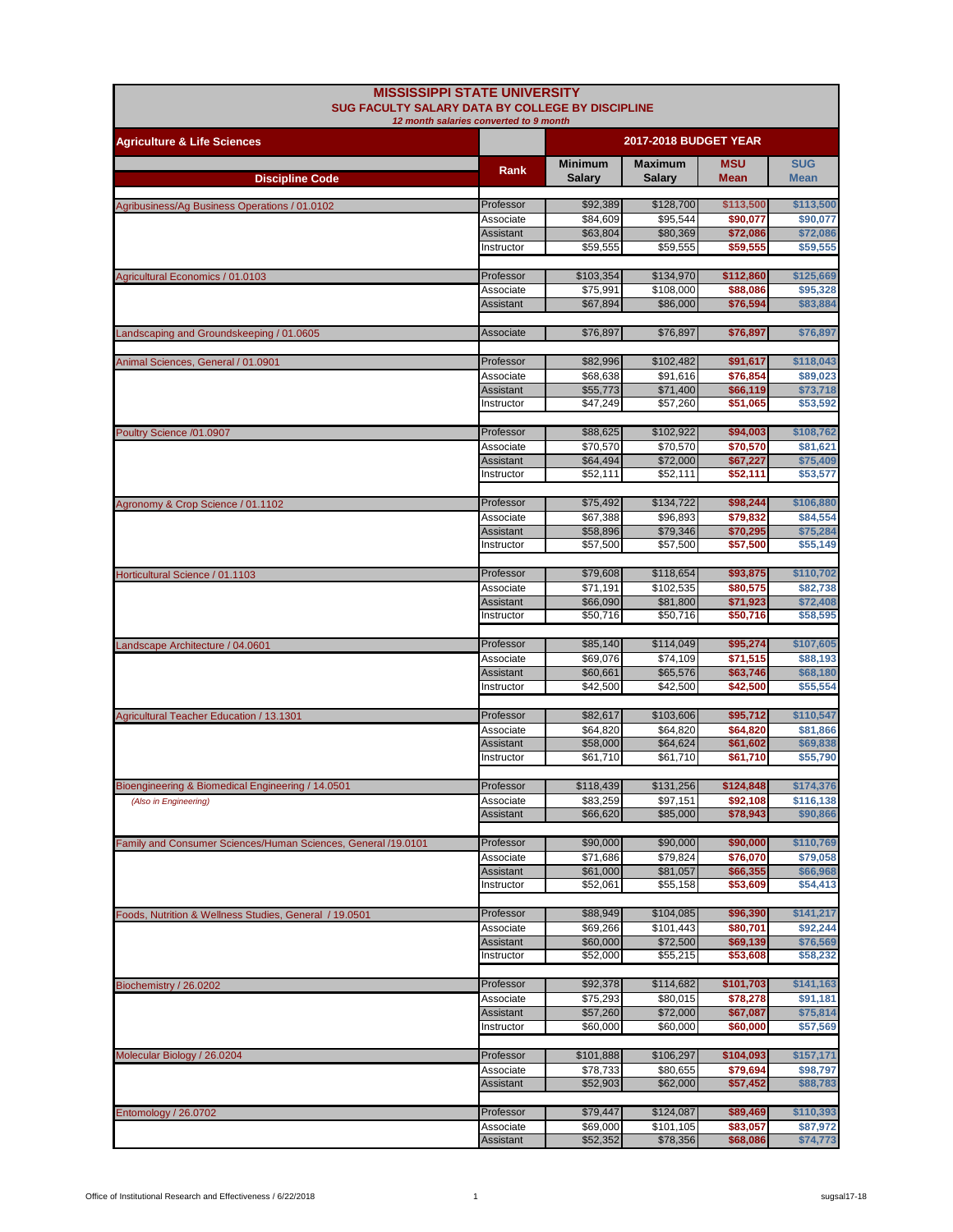# MISSISSIPPI STATE UNIVERSITY

## SUG FACULTY SALARY DATA BY COLLEGE BY DISCIPLINE

*12 month salaries converted to 9 month*

| Agriculture & Life Sciences | | 2017-2018 BUDGET YEAR | | | |
|---|---|---|---|---|---|
| **Discipline Code** | **Rank** | **Minimum Salary** | **Maximum Salary** | **MSU Mean** | **SUG Mean** |
| Agribusiness/Ag Business Operations / 01.0102 | Professor | $92,389 | $128,700 | $113,500 | $113,500 |
| | Associate | $84,609 | $95,544 | $90,077 | $90,077 |
| | Assistant | $63,804 | $80,369 | $72,086 | $72,086 |
| | Instructor | $59,555 | $59,555 | $59,555 | $59,555 |
| Agricultural Economics / 01.0103 | Professor | $103,354 | $134,970 | $112,860 | $125,669 |
| | Associate | $75,991 | $108,000 | $88,086 | $95,328 |
| | Assistant | $67,894 | $86,000 | $76,594 | $83,884 |
| Landscaping and Groundskeeping / 01.0605 | Associate | $76,897 | $76,897 | $76,897 | $76,897 |
| Animal Sciences, General / 01.0901 | Professor | $82,996 | $102,482 | $91,617 | $118,043 |
| | Associate | $68,638 | $91,616 | $76,854 | $89,023 |
| | Assistant | $55,773 | $71,400 | $66,119 | $73,718 |
| | Instructor | $47,249 | $57,260 | $51,065 | $53,592 |
| Poultry Science /01.0907 | Professor | $88,625 | $102,922 | $94,003 | $108,762 |
| | Associate | $70,570 | $70,570 | $70,570 | $81,621 |
| | Assistant | $64,494 | $72,000 | $67,227 | $75,409 |
| | Instructor | $52,111 | $52,111 | $52,111 | $53,577 |
| Agronomy & Crop Science / 01.1102 | Professor | $75,492 | $134,722 | $98,244 | $106,880 |
| | Associate | $67,388 | $96,893 | $79,832 | $84,554 |
| | Assistant | $58,896 | $79,346 | $70,295 | $75,284 |
| | Instructor | $57,500 | $57,500 | $57,500 | $55,149 |
| Horticultural Science / 01.1103 | Professor | $79,608 | $118,654 | $93,875 | $110,702 |
| | Associate | $71,191 | $102,535 | $80,575 | $82,738 |
| | Assistant | $66,090 | $81,800 | $71,923 | $72,408 |
| | Instructor | $50,716 | $50,716 | $50,716 | $58,595 |
| Landscape Architecture / 04.0601 | Professor | $85,140 | $114,049 | $95,274 | $107,605 |
| | Associate | $69,076 | $74,109 | $71,515 | $88,193 |
| | Assistant | $60,661 | $65,576 | $63,746 | $68,180 |
| | Instructor | $42,500 | $42,500 | $42,500 | $55,554 |
| Agricultural Teacher Education / 13.1301 | Professor | $82,617 | $103,606 | $95,712 | $110,547 |
| | Associate | $64,820 | $64,820 | $64,820 | $81,866 |
| | Assistant | $58,000 | $64,624 | $61,602 | $69,838 |
| | Instructor | $61,710 | $61,710 | $61,710 | $55,790 |
| Bioengineering & Biomedical Engineering / 14.0501 | Professor | $118,439 | $131,256 | $124,848 | $174,376 |
| *(Also in Engineering)* | Associate | $83,259 | $97,151 | $92,108 | $116,138 |
| | Assistant | $66,620 | $85,000 | $78,943 | $90,866 |
| Family and Consumer Sciences/Human Sciences, General /19.0101 | Professor | $90,000 | $90,000 | $90,000 | $110,769 |
| | Associate | $71,686 | $79,824 | $76,070 | $79,058 |
| | Assistant | $61,000 | $81,057 | $66,355 | $66,968 |
| | Instructor | $52,061 | $55,158 | $53,609 | $54,413 |
| Foods, Nutrition & Wellness Studies, General / 19.0501 | Professor | $88,949 | $104,085 | $96,390 | $141,217 |
| | Associate | $69,266 | $101,443 | $80,701 | $92,244 |
| | Assistant | $60,000 | $72,500 | $69,139 | $76,569 |
| | Instructor | $52,000 | $55,215 | $53,608 | $58,232 |
| Biochemistry / 26.0202 | Professor | $92,378 | $114,682 | $101,703 | $141,163 |
| | Associate | $75,293 | $80,015 | $78,278 | $91,181 |
| | Assistant | $57,260 | $72,000 | $67,087 | $75,814 |
| | Instructor | $60,000 | $60,000 | $60,000 | $57,569 |
| Molecular Biology / 26.0204 | Professor | $101,888 | $106,297 | $104,093 | $157,171 |
| | Associate | $78,733 | $80,655 | $79,694 | $98,797 |
| | Assistant | $52,903 | $62,000 | $57,452 | $88,783 |
| Entomology / 26.0702 | Professor | $79,447 | $124,087 | $89,469 | $110,393 |
| | Associate | $69,000 | $101,105 | $83,057 | $87,972 |
| | Assistant | $52,352 | $78,356 | $68,086 | $74,773 |

Office of Institutional Research and Effectiveness / 6/22/2018 — sugsal17-18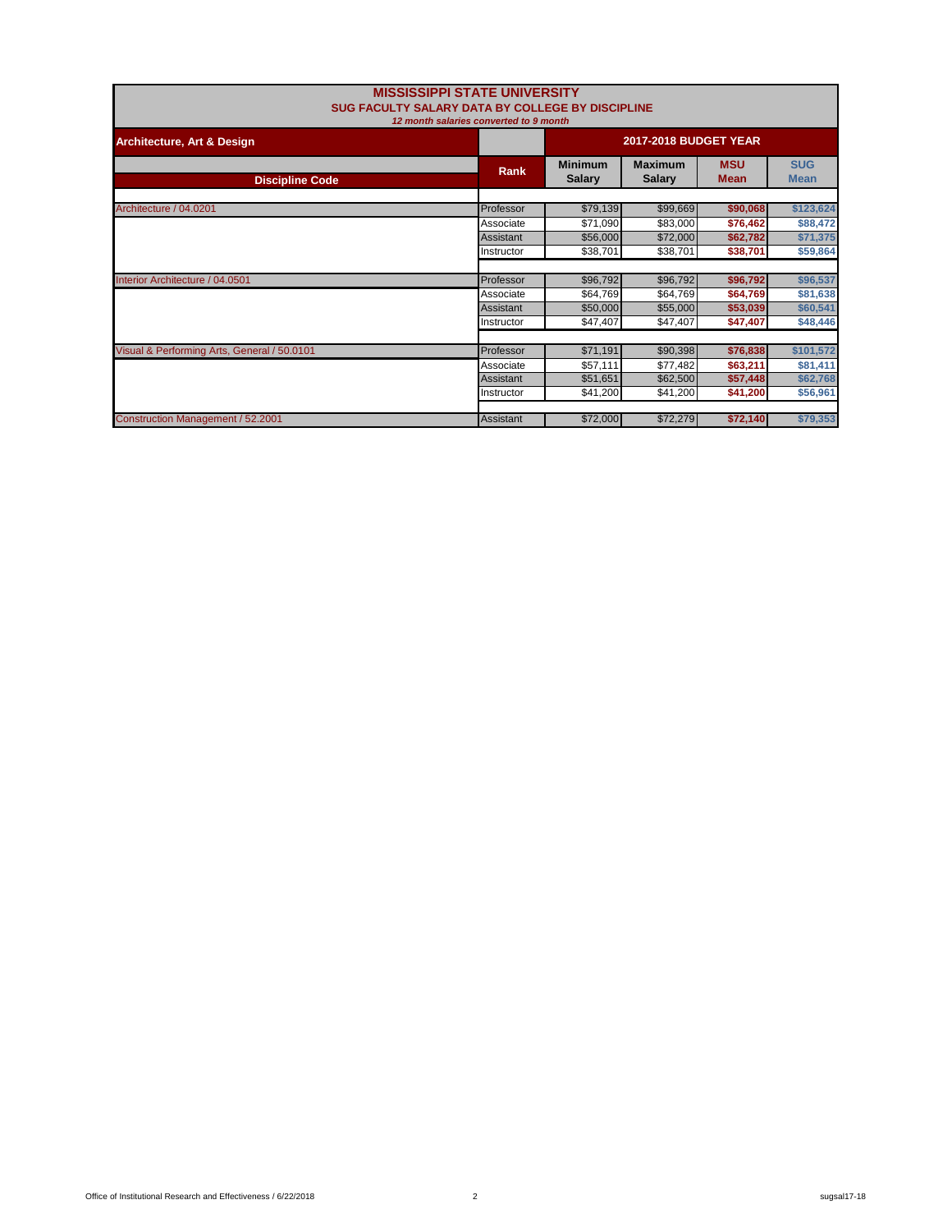# MISSISSIPPI STATE UNIVERSITY

## SUG FACULTY SALARY DATA BY COLLEGE BY DISCIPLINE

*12 month salaries converted to 9 month*

| Architecture, Art & Design | | 2017-2018 BUDGET YEAR | | | |
|---|---|---|---|---|---|
| **Discipline Code** | **Rank** | **Minimum Salary** | **Maximum Salary** | **MSU Mean** | **SUG Mean** |
| Architecture / 04.0201 | Professor | $79,139 | $99,669 | $90,068 | $123,624 |
| | Associate | $71,090 | $83,000 | $76,462 | $88,472 |
| | Assistant | $56,000 | $72,000 | $62,782 | $71,375 |
| | Instructor | $38,701 | $38,701 | $38,701 | $59,864 |
| Interior Architecture / 04.0501 | Professor | $96,792 | $96,792 | $96,792 | $96,537 |
| | Associate | $64,769 | $64,769 | $64,769 | $81,638 |
| | Assistant | $50,000 | $55,000 | $53,039 | $60,541 |
| | Instructor | $47,407 | $47,407 | $47,407 | $48,446 |
| Visual & Performing Arts, General / 50.0101 | Professor | $71,191 | $90,398 | $76,838 | $101,572 |
| | Associate | $57,111 | $77,482 | $63,211 | $81,411 |
| | Assistant | $51,651 | $62,500 | $57,448 | $62,768 |
| | Instructor | $41,200 | $41,200 | $41,200 | $56,961 |
| Construction Management / 52.2001 | Assistant | $72,000 | $72,279 | $72,140 | $79,353 |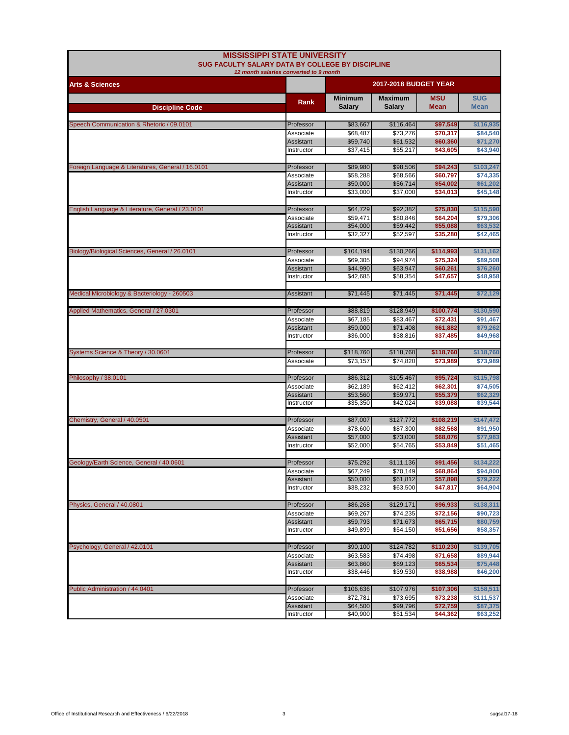# MISSISSIPPI STATE UNIVERSITY

## SUG FACULTY SALARY DATA BY COLLEGE BY DISCIPLINE

*12 month salaries converted to 9 month*

### Arts & Sciences

| Discipline Code | Rank | 2017-2018 BUDGET YEAR Minimum Salary | Maximum Salary | MSU Mean | SUG Mean |
|---|---|---|---|---|---|
| Speech Communication & Rhetoric / 09.0101 | Professor | $83,667 | $116,464 | $97,549 | $116,935 |
| | Associate | $68,487 | $73,276 | $70,317 | $84,540 |
| | Assistant | $59,740 | $61,532 | $60,360 | $71,270 |
| | Instructor | $37,415 | $55,217 | $43,605 | $43,940 |
| Foreign Language & Literatures, General / 16.0101 | Professor | $89,980 | $98,506 | $94,243 | $103,247 |
| | Associate | $58,288 | $68,566 | $60,797 | $74,335 |
| | Assistant | $50,000 | $56,714 | $54,002 | $61,202 |
| | Instructor | $33,000 | $37,000 | $34,013 | $45,148 |
| English Language & Literature, General / 23.0101 | Professor | $64,729 | $92,382 | $75,830 | $115,590 |
| | Associate | $59,471 | $80,846 | $64,204 | $79,306 |
| | Assistant | $54,000 | $59,442 | $55,088 | $63,532 |
| | Instructor | $32,327 | $52,597 | $35,280 | $42,465 |
| Biology/Biological Sciences, General / 26.0101 | Professor | $104,194 | $130,266 | $114,993 | $131,162 |
| | Associate | $69,305 | $94,974 | $75,324 | $89,508 |
| | Assistant | $44,990 | $63,947 | $60,261 | $76,260 |
| | Instructor | $42,685 | $58,354 | $47,657 | $48,958 |
| Medical Microbiology & Bacteriology - 260503 | Assistant | $71,445 | $71,445 | $71,445 | $72,129 |
| Applied Mathematics, General / 27.0301 | Professor | $88,819 | $128,949 | $100,774 | $130,590 |
| | Associate | $67,185 | $83,467 | $72,431 | $91,467 |
| | Assistant | $50,000 | $71,408 | $61,882 | $79,262 |
| | Instructor | $36,000 | $38,816 | $37,485 | $49,968 |
| Systems Science & Theory / 30.0601 | Professor | $118,760 | $118,760 | $118,760 | $118,760 |
| | Associate | $73,157 | $74,820 | $73,989 | $73,989 |
| Philosophy / 38.0101 | Professor | $86,312 | $105,467 | $95,724 | $115,798 |
| | Associate | $62,189 | $62,412 | $62,301 | $74,505 |
| | Assistant | $53,560 | $59,971 | $55,379 | $62,329 |
| | Instructor | $35,350 | $42,024 | $39,088 | $39,544 |
| Chemistry, General / 40.0501 | Professor | $87,007 | $127,772 | $108,219 | $147,472 |
| | Associate | $78,600 | $87,300 | $82,568 | $91,950 |
| | Assistant | $57,000 | $73,000 | $68,076 | $77,983 |
| | Instructor | $52,000 | $54,765 | $53,849 | $51,465 |
| Geology/Earth Science, General / 40.0601 | Professor | $75,292 | $111,136 | $91,456 | $134,222 |
| | Associate | $67,249 | $70,149 | $68,864 | $94,800 |
| | Assistant | $50,000 | $61,812 | $57,898 | $79,222 |
| | Instructor | $38,232 | $63,500 | $47,817 | $64,904 |
| Physics, General / 40.0801 | Professor | $86,268 | $129,171 | $96,933 | $138,311 |
| | Associate | $69,267 | $74,235 | $72,156 | $90,723 |
| | Assistant | $59,793 | $71,673 | $65,715 | $80,759 |
| | Instructor | $49,899 | $54,150 | $51,656 | $58,357 |
| Psychology, General / 42.0101 | Professor | $90,100 | $124,782 | $110,230 | $139,705 |
| | Associate | $63,583 | $74,498 | $71,658 | $89,944 |
| | Assistant | $63,860 | $69,123 | $65,534 | $75,448 |
| | Instructor | $38,446 | $39,530 | $38,988 | $46,200 |
| Public Administration / 44.0401 | Professor | $106,636 | $107,976 | $107,306 | $158,511 |
| | Associate | $72,781 | $73,695 | $73,238 | $111,537 |
| | Assistant | $64,500 | $99,796 | $72,759 | $87,375 |
| | Instructor | $40,900 | $51,534 | $44,362 | $63,252 |

Office of Institutional Research and Effectiveness / 6/22/2018 sugsal17-18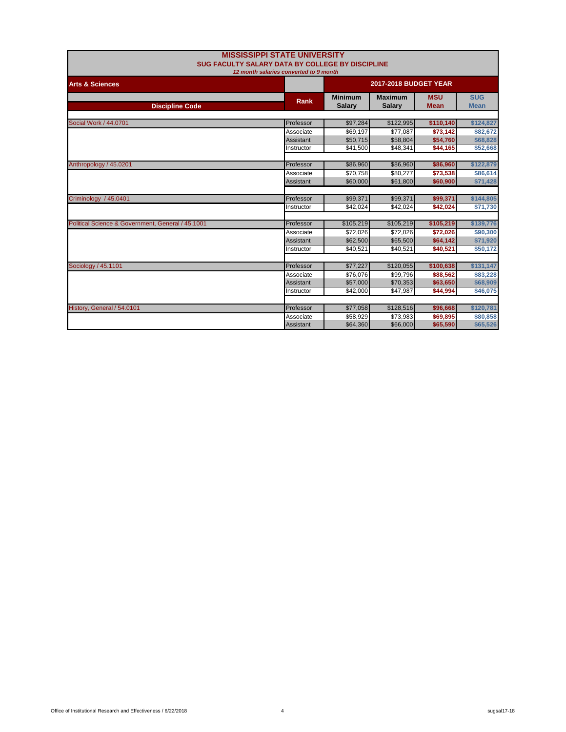# MISSISSIPPI STATE UNIVERSITY

## SUG FACULTY SALARY DATA BY COLLEGE BY DISCIPLINE

*12 month salaries converted to 9 month*

| Arts & Sciences | | 2017-2018 BUDGET YEAR | | | |
|---|---|---|---|---|---|
| **Discipline Code** | **Rank** | **Minimum Salary** | **Maximum Salary** | **MSU Mean** | **SUG Mean** |
| Social Work / 44.0701 | Professor | $97,284 | $122,995 | $110,140 | $124,827 |
| | Associate | $69,197 | $77,087 | $73,142 | $82,672 |
| | Assistant | $50,715 | $58,804 | $54,760 | $68,828 |
| | Instructor | $41,500 | $48,341 | $44,165 | $52,668 |
| Anthropology / 45.0201 | Professor | $86,960 | $86,960 | $86,960 | $122,879 |
| | Associate | $70,758 | $80,277 | $73,538 | $86,614 |
| | Assistant | $60,000 | $61,800 | $60,900 | $71,428 |
| Criminology / 45.0401 | Professor | $99,371 | $99,371 | $99,371 | $144,805 |
| | Instructor | $42,024 | $42,024 | $42,024 | $71,730 |
| Political Science & Government, General / 45.1001 | Professor | $105,219 | $105,219 | $105,219 | $139,776 |
| | Associate | $72,026 | $72,026 | $72,026 | $90,300 |
| | Assistant | $62,500 | $65,500 | $64,142 | $71,920 |
| | Instructor | $40,521 | $40,521 | $40,521 | $50,172 |
| Sociology / 45.1101 | Professor | $77,227 | $120,055 | $100,638 | $131,147 |
| | Associate | $76,076 | $99,796 | $88,562 | $83,228 |
| | Assistant | $57,000 | $70,353 | $63,650 | $68,909 |
| | Instructor | $42,000 | $47,987 | $44,994 | $46,075 |
| History, General / 54.0101 | Professor | $77,058 | $128,516 | $96,668 | $120,781 |
| | Associate | $58,929 | $73,983 | $69,895 | $80,858 |
| | Assistant | $64,360 | $66,000 | $65,590 | $65,526 |

Office of Institutional Research and Effectiveness / 6/22/2018 sugsal17-18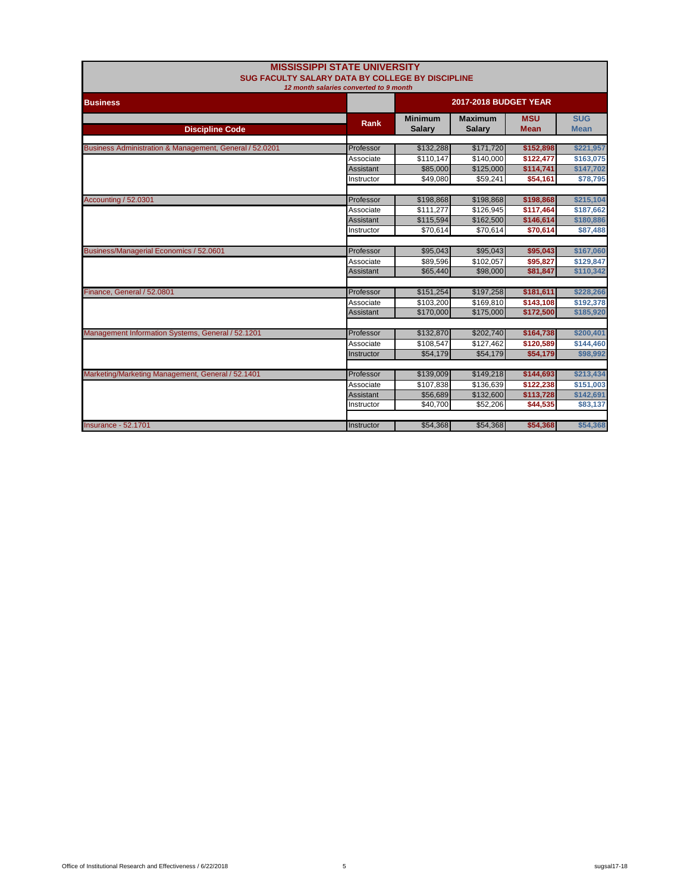# MISSISSIPPI STATE UNIVERSITY

## SUG FACULTY SALARY DATA BY COLLEGE BY DISCIPLINE

*12 month salaries converted to 9 month*

| Business | | 2017-2018 BUDGET YEAR | | | |
|---|---|---|---|---|---|
| **Discipline Code** | **Rank** | **Minimum Salary** | **Maximum Salary** | **MSU Mean** | **SUG Mean** |
| Business Administration & Management, General / 52.0201 | Professor | $132,288 | $171,720 | $152,898 | $221,957 |
| | Associate | $110,147 | $140,000 | $122,477 | $163,075 |
| | Assistant | $85,000 | $125,000 | $114,741 | $147,702 |
| | Instructor | $49,080 | $59,241 | $54,161 | $78,795 |
| Accounting / 52.0301 | Professor | $198,868 | $198,868 | $198,868 | $215,104 |
| | Associate | $111,277 | $126,945 | $117,464 | $187,662 |
| | Assistant | $115,594 | $162,500 | $146,614 | $180,886 |
| | Instructor | $70,614 | $70,614 | $70,614 | $87,488 |
| Business/Managerial Economics / 52.0601 | Professor | $95,043 | $95,043 | $95,043 | $167,060 |
| | Associate | $89,596 | $102,057 | $95,827 | $129,847 |
| | Assistant | $65,440 | $98,000 | $81,847 | $110,342 |
| Finance, General / 52.0801 | Professor | $151,254 | $197,258 | $181,611 | $228,266 |
| | Associate | $103,200 | $169,810 | $143,108 | $192,378 |
| | Assistant | $170,000 | $175,000 | $172,500 | $185,920 |
| Management Information Systems, General / 52.1201 | Professor | $132,870 | $202,740 | $164,738 | $200,401 |
| | Associate | $108,547 | $127,462 | $120,589 | $144,460 |
| | Instructor | $54,179 | $54,179 | $54,179 | $98,992 |
| Marketing/Marketing Management, General / 52.1401 | Professor | $139,009 | $149,218 | $144,693 | $213,434 |
| | Associate | $107,838 | $136,639 | $122,238 | $151,003 |
| | Assistant | $56,689 | $132,600 | $113,728 | $142,691 |
| | Instructor | $40,700 | $52,206 | $44,535 | $83,137 |
| Insurance - 52.1701 | Instructor | $54,368 | $54,368 | $54,368 | $54,368 |

Office of Institutional Research and Effectiveness / 6/22/2018 sugsal17-18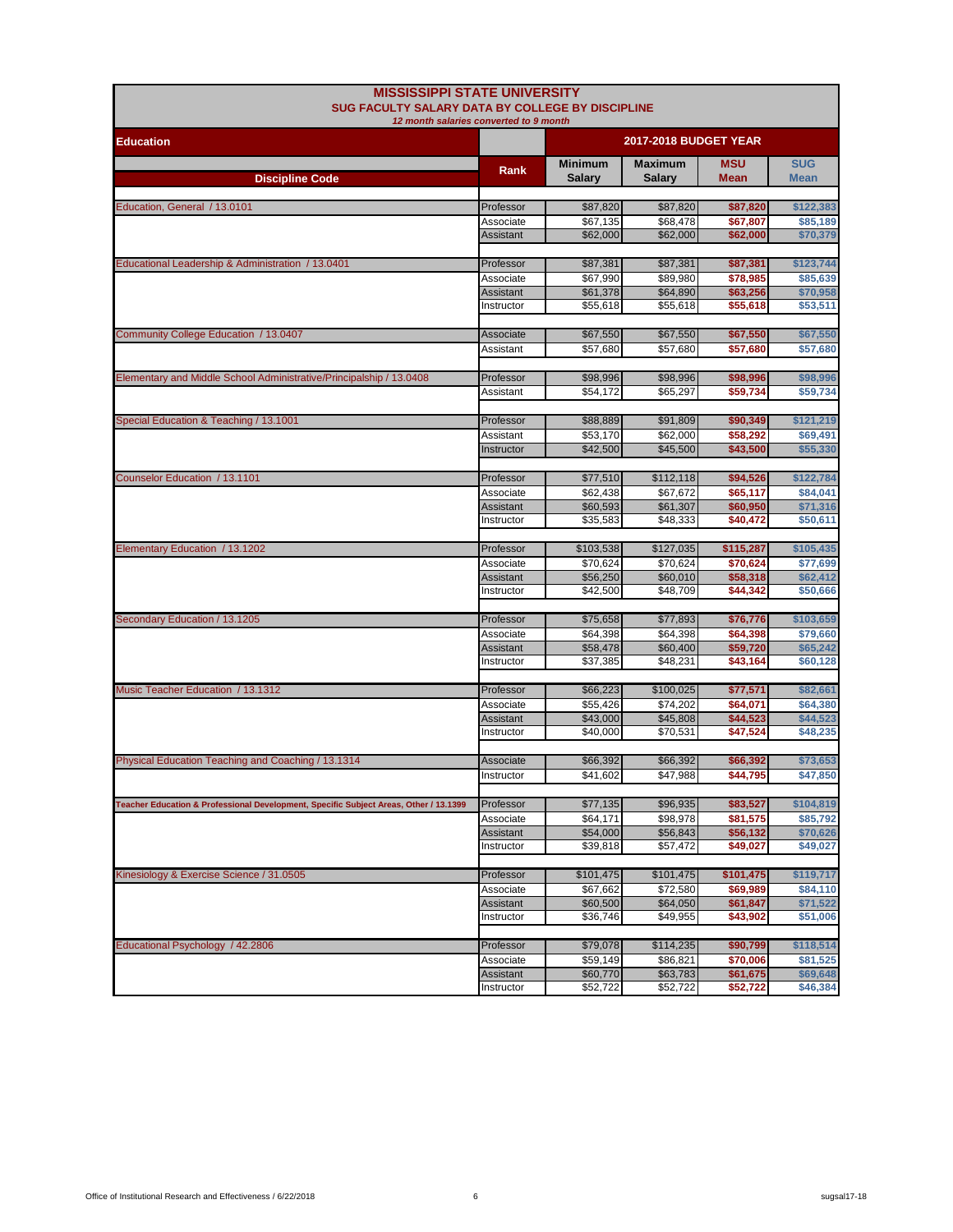# MISSISSIPPI STATE UNIVERSITY

## SUG FACULTY SALARY DATA BY COLLEGE BY DISCIPLINE

*12 month salaries converted to 9 month*

| Education | | 2017-2018 BUDGET YEAR | | | |
|---|---|---|---|---|---|
| **Discipline Code** | **Rank** | **Minimum Salary** | **Maximum Salary** | **MSU Mean** | **SUG Mean** |
| Education, General / 13.0101 | Professor | $87,820 | $87,820 | $87,820 | $122,383 |
| | Associate | $67,135 | $68,478 | $67,807 | $85,189 |
| | Assistant | $62,000 | $62,000 | $62,000 | $70,379 |
| Educational Leadership & Administration / 13.0401 | Professor | $87,381 | $87,381 | $87,381 | $123,744 |
| | Associate | $67,990 | $89,980 | $78,985 | $85,639 |
| | Assistant | $61,378 | $64,890 | $63,256 | $70,958 |
| | Instructor | $55,618 | $55,618 | $55,618 | $53,511 |
| Community College Education / 13.0407 | Associate | $67,550 | $67,550 | $67,550 | $67,550 |
| | Assistant | $57,680 | $57,680 | $57,680 | $57,680 |
| Elementary and Middle School Administrative/Principalship / 13.0408 | Professor | $98,996 | $98,996 | $98,996 | $98,996 |
| | Assistant | $54,172 | $65,297 | $59,734 | $59,734 |
| Special Education & Teaching / 13.1001 | Professor | $88,889 | $91,809 | $90,349 | $121,219 |
| | Assistant | $53,170 | $62,000 | $58,292 | $69,491 |
| | Instructor | $42,500 | $45,500 | $43,500 | $55,330 |
| Counselor Education / 13.1101 | Professor | $77,510 | $112,118 | $94,526 | $122,784 |
| | Associate | $62,438 | $67,672 | $65,117 | $84,041 |
| | Assistant | $60,593 | $61,307 | $60,950 | $71,316 |
| | Instructor | $35,583 | $48,333 | $40,472 | $50,611 |
| Elementary Education / 13.1202 | Professor | $103,538 | $127,035 | $115,287 | $105,435 |
| | Associate | $70,624 | $70,624 | $70,624 | $77,699 |
| | Assistant | $56,250 | $60,010 | $58,318 | $62,412 |
| | Instructor | $42,500 | $48,709 | $44,342 | $50,666 |
| Secondary Education / 13.1205 | Professor | $75,658 | $77,893 | $76,776 | $103,659 |
| | Associate | $64,398 | $64,398 | $64,398 | $79,660 |
| | Assistant | $58,478 | $60,400 | $59,720 | $65,242 |
| | Instructor | $37,385 | $48,231 | $43,164 | $60,128 |
| Music Teacher Education / 13.1312 | Professor | $66,223 | $100,025 | $77,571 | $82,661 |
| | Associate | $55,426 | $74,202 | $64,071 | $64,380 |
| | Assistant | $43,000 | $45,808 | $44,523 | $44,523 |
| | Instructor | $40,000 | $70,531 | $47,524 | $48,235 |
| Physical Education Teaching and Coaching / 13.1314 | Associate | $66,392 | $66,392 | $66,392 | $73,653 |
| | Instructor | $41,602 | $47,988 | $44,795 | $47,850 |
| Teacher Education & Professional Development, Specific Subject Areas, Other / 13.1399 | Professor | $77,135 | $96,935 | $83,527 | $104,819 |
| | Associate | $64,171 | $98,978 | $81,575 | $85,792 |
| | Assistant | $54,000 | $56,843 | $56,132 | $70,626 |
| | Instructor | $39,818 | $57,472 | $49,027 | $49,027 |
| Kinesiology & Exercise Science / 31.0505 | Professor | $101,475 | $101,475 | $101,475 | $119,717 |
| | Associate | $67,662 | $72,580 | $69,989 | $84,110 |
| | Assistant | $60,500 | $64,050 | $61,847 | $71,522 |
| | Instructor | $36,746 | $49,955 | $43,902 | $51,006 |
| Educational Psychology / 42.2806 | Professor | $79,078 | $114,235 | $90,799 | $118,514 |
| | Associate | $59,149 | $86,821 | $70,006 | $81,525 |
| | Assistant | $60,770 | $63,783 | $61,675 | $69,648 |
| | Instructor | $52,722 | $52,722 | $52,722 | $46,384 |

Office of Institutional Research and Effectiveness / 6/22/2018 sugsal17-18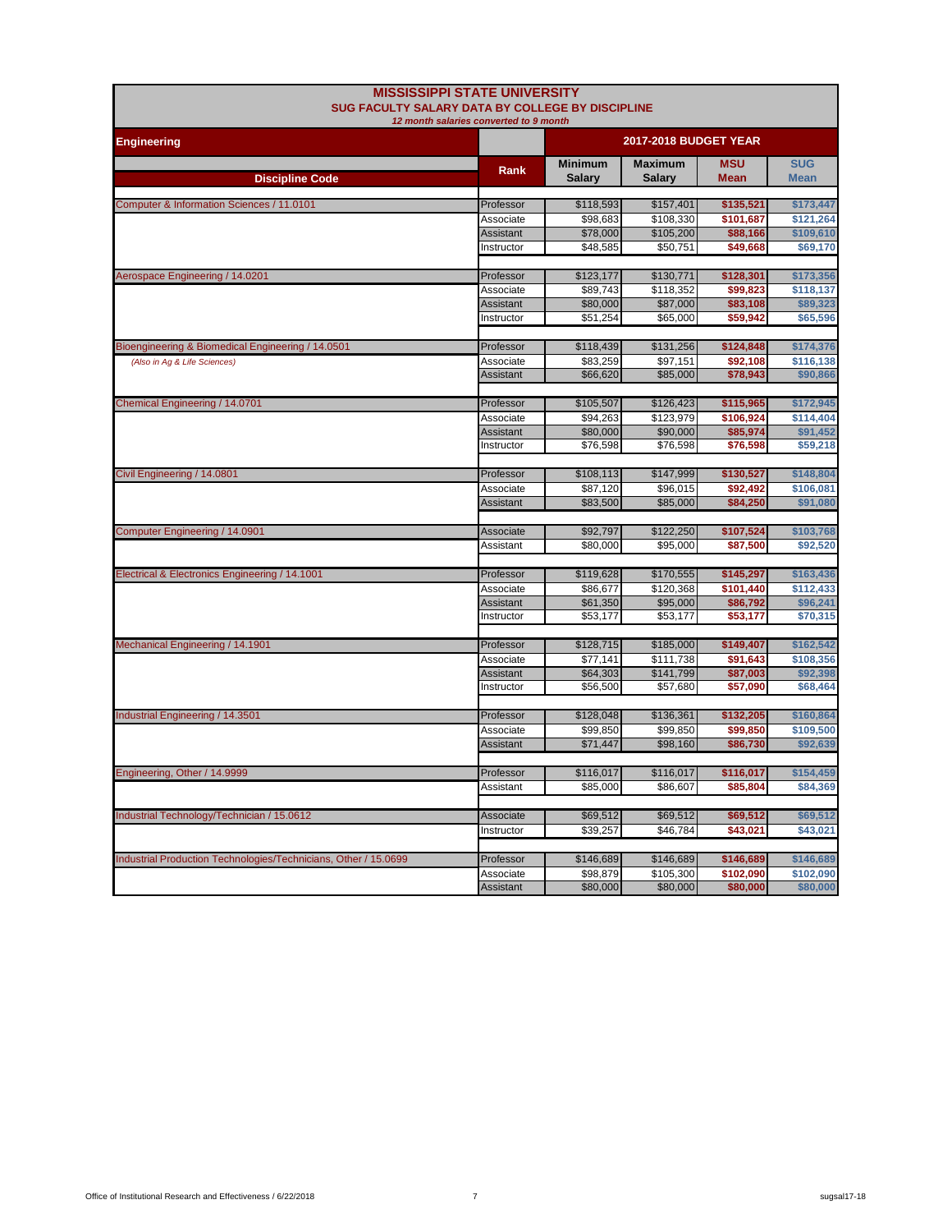# MISSISSIPPI STATE UNIVERSITY

## SUG FACULTY SALARY DATA BY COLLEGE BY DISCIPLINE

*12 month salaries converted to 9 month*

| Engineering | | 2017-2018 BUDGET YEAR | | | |
|---|---|---|---|---|---|
| Discipline Code | Rank | Minimum Salary | Maximum Salary | MSU Mean | SUG Mean |
| Computer & Information Sciences / 11.0101 | Professor | $118,593 | $157,401 | $135,521 | $173,447 |
| | Associate | $98,683 | $108,330 | $101,687 | $121,264 |
| | Assistant | $78,000 | $105,200 | $88,166 | $109,610 |
| | Instructor | $48,585 | $50,751 | $49,668 | $69,170 |
| Aerospace Engineering / 14.0201 | Professor | $123,177 | $130,771 | $128,301 | $173,356 |
| | Associate | $89,743 | $118,352 | $99,823 | $118,137 |
| | Assistant | $80,000 | $87,000 | $83,108 | $89,323 |
| | Instructor | $51,254 | $65,000 | $59,942 | $65,596 |
| Bioengineering & Biomedical Engineering / 14.0501 | Professor | $118,439 | $131,256 | $124,848 | $174,376 |
| *(Also in Ag & Life Sciences)* | Associate | $83,259 | $97,151 | $92,108 | $116,138 |
| | Assistant | $66,620 | $85,000 | $78,943 | $90,866 |
| Chemical Engineering / 14.0701 | Professor | $105,507 | $126,423 | $115,965 | $172,945 |
| | Associate | $94,263 | $123,979 | $106,924 | $114,404 |
| | Assistant | $80,000 | $90,000 | $85,974 | $91,452 |
| | Instructor | $76,598 | $76,598 | $76,598 | $59,218 |
| Civil Engineering / 14.0801 | Professor | $108,113 | $147,999 | $130,527 | $148,804 |
| | Associate | $87,120 | $96,015 | $92,492 | $106,081 |
| | Assistant | $83,500 | $85,000 | $84,250 | $91,080 |
| Computer Engineering / 14.0901 | Associate | $92,797 | $122,250 | $107,524 | $103,768 |
| | Assistant | $80,000 | $95,000 | $87,500 | $92,520 |
| Electrical & Electronics Engineering / 14.1001 | Professor | $119,628 | $170,555 | $145,297 | $163,436 |
| | Associate | $86,677 | $120,368 | $101,440 | $112,433 |
| | Assistant | $61,350 | $95,000 | $86,792 | $96,241 |
| | Instructor | $53,177 | $53,177 | $53,177 | $70,315 |
| Mechanical Engineering / 14.1901 | Professor | $128,715 | $185,000 | $149,407 | $162,542 |
| | Associate | $77,141 | $111,738 | $91,643 | $108,356 |
| | Assistant | $64,303 | $141,799 | $87,003 | $92,398 |
| | Instructor | $56,500 | $57,680 | $57,090 | $68,464 |
| Industrial Engineering / 14.3501 | Professor | $128,048 | $136,361 | $132,205 | $160,864 |
| | Associate | $99,850 | $99,850 | $99,850 | $109,500 |
| | Assistant | $71,447 | $98,160 | $86,730 | $92,639 |
| Engineering, Other / 14.9999 | Professor | $116,017 | $116,017 | $116,017 | $154,459 |
| | Assistant | $85,000 | $86,607 | $85,804 | $84,369 |
| Industrial Technology/Technician / 15.0612 | Associate | $69,512 | $69,512 | $69,512 | $69,512 |
| | Instructor | $39,257 | $46,784 | $43,021 | $43,021 |
| Industrial Production Technologies/Technicians, Other / 15.0699 | Professor | $146,689 | $146,689 | $146,689 | $146,689 |
| | Associate | $98,879 | $105,300 | $102,090 | $102,090 |
| | Assistant | $80,000 | $80,000 | $80,000 | $80,000 |

Office of Institutional Research and Effectiveness / 6/22/2018 sugsal17-18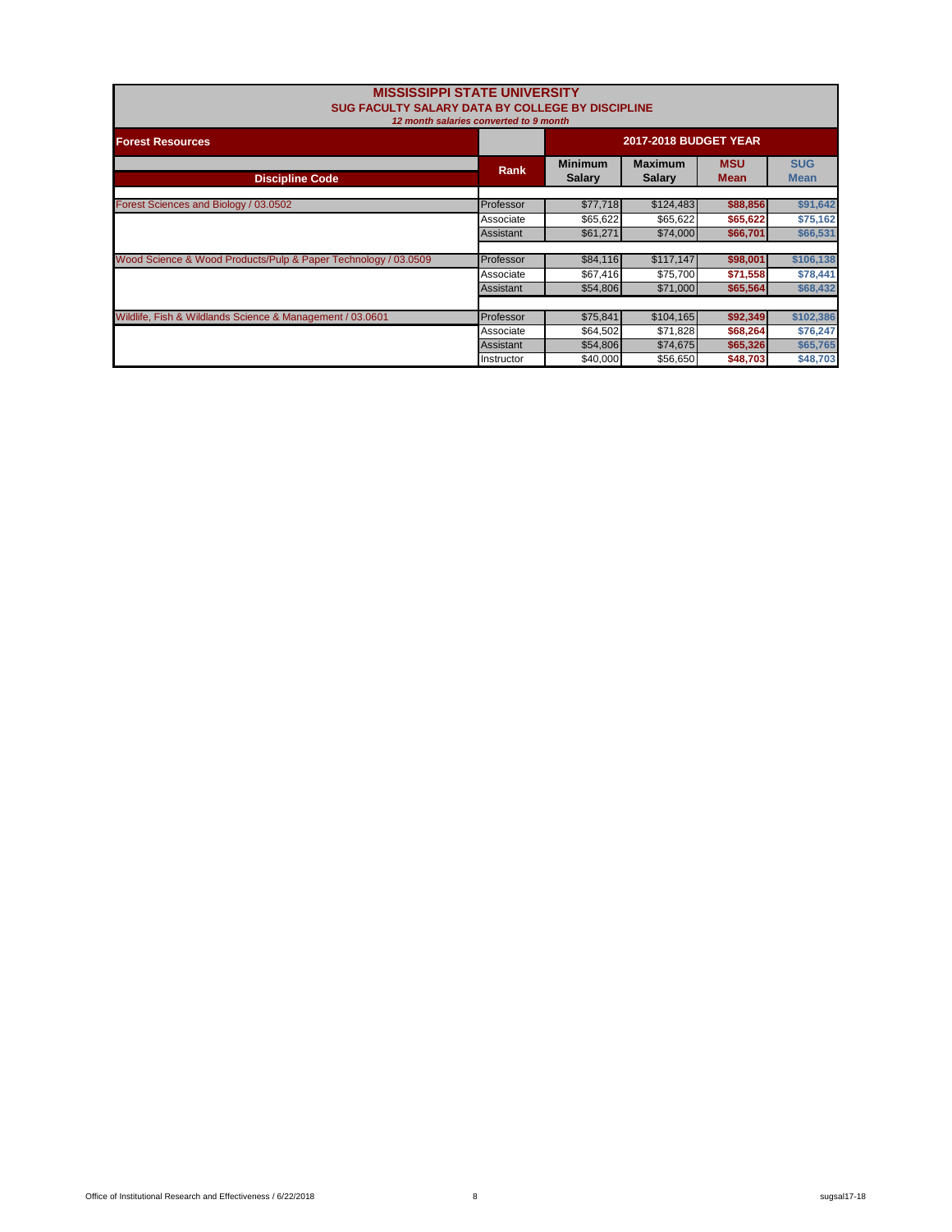# MISSISSIPPI STATE UNIVERSITY

## SUG FACULTY SALARY DATA BY COLLEGE BY DISCIPLINE

*12 month salaries converted to 9 month*

| Forest Resources | | 2017-2018 BUDGET YEAR | | | |
|---|---|---|---|---|---|
| Discipline Code | Rank | Minimum Salary | Maximum Salary | MSU Mean | SUG Mean |
| Forest Sciences and Biology / 03.0502 | Professor | $77,718 | $124,483 | $88,856 | $91,642 |
| | Associate | $65,622 | $65,622 | $65,622 | $75,162 |
| | Assistant | $61,271 | $74,000 | $66,701 | $66,531 |
| Wood Science & Wood Products/Pulp & Paper Technology / 03.0509 | Professor | $84,116 | $117,147 | $98,001 | $106,138 |
| | Associate | $67,416 | $75,700 | $71,558 | $78,441 |
| | Assistant | $54,806 | $71,000 | $65,564 | $68,432 |
| Wildlife, Fish & Wildlands Science & Management / 03.0601 | Professor | $75,841 | $104,165 | $92,349 | $102,386 |
| | Associate | $64,502 | $71,828 | $68,264 | $76,247 |
| | Assistant | $54,806 | $74,675 | $65,326 | $65,765 |
| | Instructor | $40,000 | $56,650 | $48,703 | $48,703 |

Office of Institutional Research and Effectiveness / 6/22/2018 sugsal17-18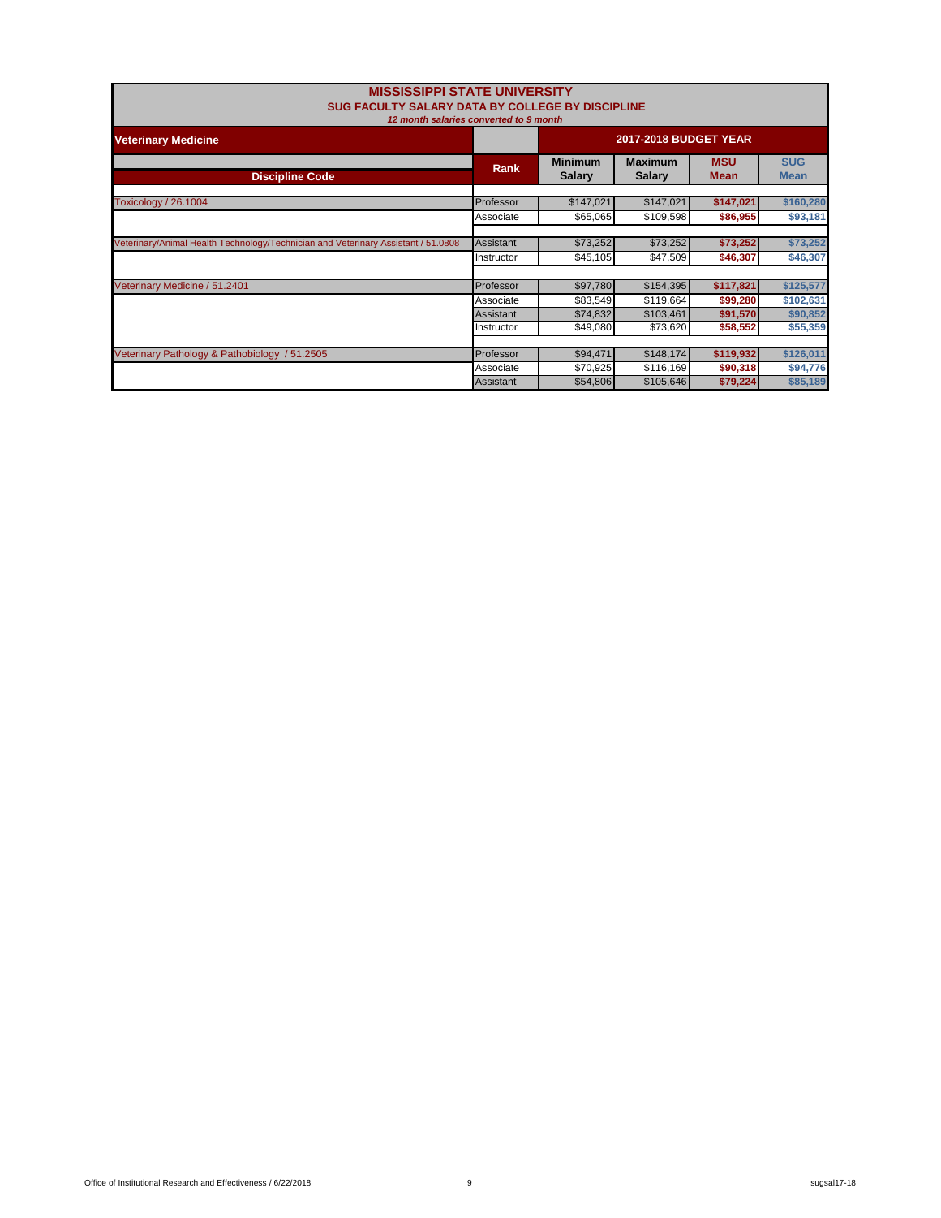# MISSISSIPPI STATE UNIVERSITY

## SUG FACULTY SALARY DATA BY COLLEGE BY DISCIPLINE

*12 month salaries converted to 9 month*

| Veterinary Medicine | | 2017-2018 BUDGET YEAR | | | |
|---|---|---|---|---|---|
| **Discipline Code** | **Rank** | **Minimum Salary** | **Maximum Salary** | **MSU Mean** | **SUG Mean** |
| Toxicology / 26.1004 | Professor | $147,021 | $147,021 | **$147,021** | **$160,280** |
| | Associate | $65,065 | $109,598 | **$86,955** | **$93,181** |
| Veterinary/Animal Health Technology/Technician and Veterinary Assistant / 51.0808 | Assistant | $73,252 | $73,252 | **$73,252** | **$73,252** |
| | Instructor | $45,105 | $47,509 | **$46,307** | **$46,307** |
| Veterinary Medicine / 51.2401 | Professor | $97,780 | $154,395 | **$117,821** | **$125,577** |
| | Associate | $83,549 | $119,664 | **$99,280** | **$102,631** |
| | Assistant | $74,832 | $103,461 | **$91,570** | **$90,852** |
| | Instructor | $49,080 | $73,620 | **$58,552** | **$55,359** |
| Veterinary Pathology & Pathobiology / 51.2505 | Professor | $94,471 | $148,174 | **$119,932** | **$126,011** |
| | Associate | $70,925 | $116,169 | **$90,318** | **$94,776** |
| | Assistant | $54,806 | $105,646 | **$79,224** | **$85,189** |

Office of Institutional Research and Effectiveness / 6/22/2018 sugsal17-18